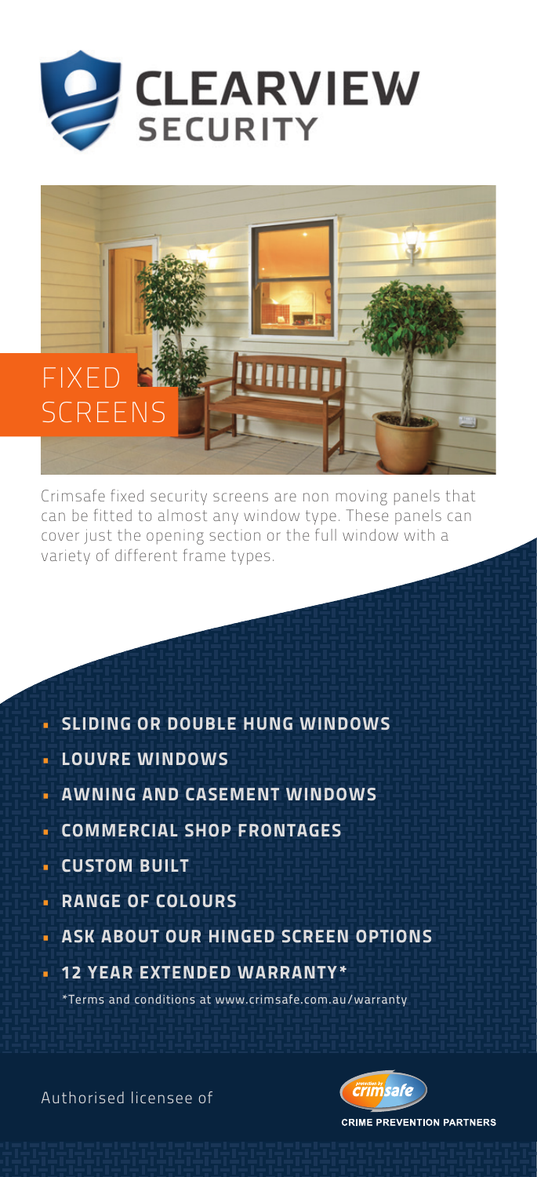# CLEARVIEW SECURITY

## FIXED SCREENS

Crimsafe fixed security screens are non moving panels that can be fitted to almost any window type. These panels can cover just the opening section or the full window with a variety of different frame types.

- **SLIDING OR DOUBLE HUNG WINDOWS**
- **LOUVRE WINDOWS**
- **AWNING AND CASEMENT WINDOWS**
- **COMMERCIAL SHOP FRONTAGES**
- **CUSTOM BUILT**
- **RANGE OF COLOURS**
- **ASK ABOUT OUR HINGED SCREEN OPTIONS**
- **12 YEAR EXTENDED WARRANTY***

*Terms and conditions at www.crimsafe.com.au/warranty

Authorised licensee of

protection by crimsafe

CRIME PREVENTION PARTNERS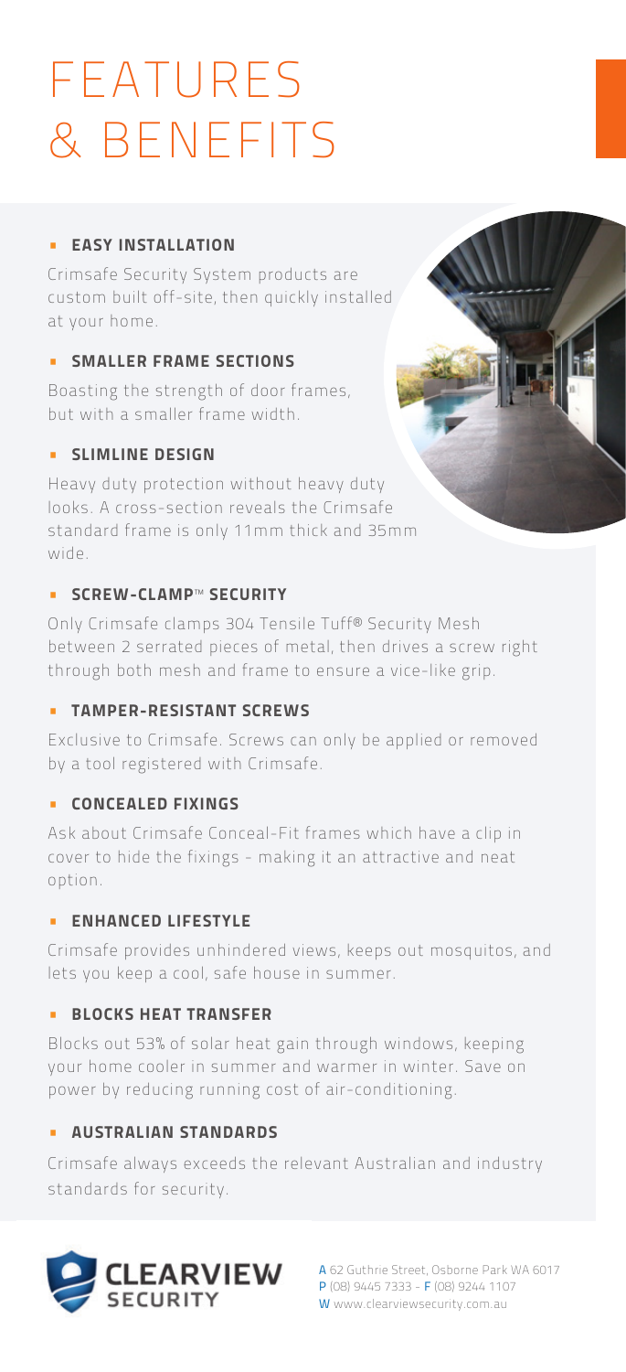# FEATURES & BENEFITS

- **EASY INSTALLATION**

Crimsafe Security System products are custom built off-site, then quickly installed at your home.

- **SMALLER FRAME SECTIONS**

Boasting the strength of door frames, but with a smaller frame width.

- **SLIMLINE DESIGN**

Heavy duty protection without heavy duty looks. A cross-section reveals the Crimsafe standard frame is only 11mm thick and 35mm wide.

- **SCREW-CLAMP™ SECURITY**

Only Crimsafe clamps 304 Tensile Tuff® Security Mesh between 2 serrated pieces of metal, then drives a screw right through both mesh and frame to ensure a vice-like grip.

- **TAMPER-RESISTANT SCREWS**

Exclusive to Crimsafe. Screws can only be applied or removed by a tool registered with Crimsafe.

- **CONCEALED FIXINGS**

Ask about Crimsafe Conceal-Fit frames which have a clip in cover to hide the fixings - making it an attractive and neat option.

- **ENHANCED LIFESTYLE**

Crimsafe provides unhindered views, keeps out mosquitos, and lets you keep a cool, safe house in summer.

- **BLOCKS HEAT TRANSFER**

Blocks out 53% of solar heat gain through windows, keeping your home cooler in summer and warmer in winter. Save on power by reducing running cost of air-conditioning.

- **AUSTRALIAN STANDARDS**

Crimsafe always exceeds the relevant Australian and industry standards for security.

CLEARVIEW SECURITY

A 62 Guthrie Street, Osborne Park WA 6017
P (08) 9445 7333 - F (08) 9244 1107
W www.clearviewsecurity.com.au